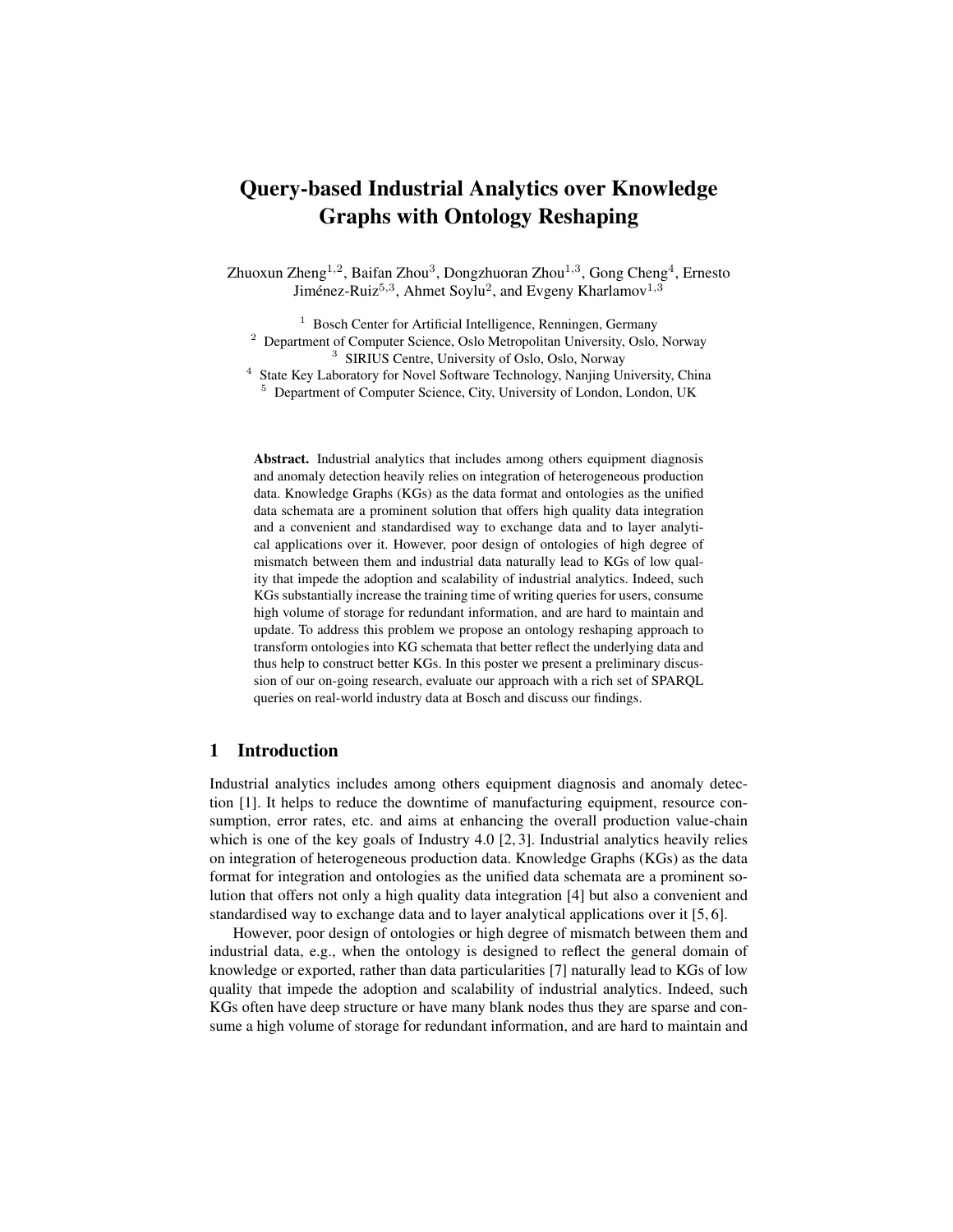# Query-based Industrial Analytics over Knowledge Graphs with Ontology Reshaping

Zhuoxun Zheng[1,2], Baifan Zhou[3], Dongzhuoran Zhou[1,3], Gong Cheng[4], Ernesto Jiménez-Ruiz[5,3], Ahmet Soylu[2], and Evgeny Kharlamov[1,3]

[1] Bosch Center for Artificial Intelligence, Renningen, Germany
[2] Department of Computer Science, Oslo Metropolitan University, Oslo, Norway
[3] SIRIUS Centre, University of Oslo, Oslo, Norway
[4] State Key Laboratory for Novel Software Technology, Nanjing University, China
[5] Department of Computer Science, City, University of London, London, UK

**Abstract.** Industrial analytics that includes among others equipment diagnosis and anomaly detection heavily relies on integration of heterogeneous production data. Knowledge Graphs (KGs) as the data format and ontologies as the unified data schemata are a prominent solution that offers high quality data integration and a convenient and standardised way to exchange data and to layer analytical applications over it. However, poor design of ontologies of high degree of mismatch between them and industrial data naturally lead to KGs of low quality that impede the adoption and scalability of industrial analytics. Indeed, such KGs substantially increase the training time of writing queries for users, consume high volume of storage for redundant information, and are hard to maintain and update. To address this problem we propose an ontology reshaping approach to transform ontologies into KG schemata that better reflect the underlying data and thus help to construct better KGs. In this poster we present a preliminary discussion of our on-going research, evaluate our approach with a rich set of SPARQL queries on real-world industry data at Bosch and discuss our findings.

## 1 Introduction

Industrial analytics includes among others equipment diagnosis and anomaly detection [1]. It helps to reduce the downtime of manufacturing equipment, resource consumption, error rates, etc. and aims at enhancing the overall production value-chain which is one of the key goals of Industry 4.0 [2, 3]. Industrial analytics heavily relies on integration of heterogeneous production data. Knowledge Graphs (KGs) as the data format for integration and ontologies as the unified data schemata are a prominent solution that offers not only a high quality data integration [4] but also a convenient and standardised way to exchange data and to layer analytical applications over it [5, 6].

However, poor design of ontologies or high degree of mismatch between them and industrial data, e.g., when the ontology is designed to reflect the general domain of knowledge or exported, rather than data particularities [7] naturally lead to KGs of low quality that impede the adoption and scalability of industrial analytics. Indeed, such KGs often have deep structure or have many blank nodes thus they are sparse and consume a high volume of storage for redundant information, and are hard to maintain and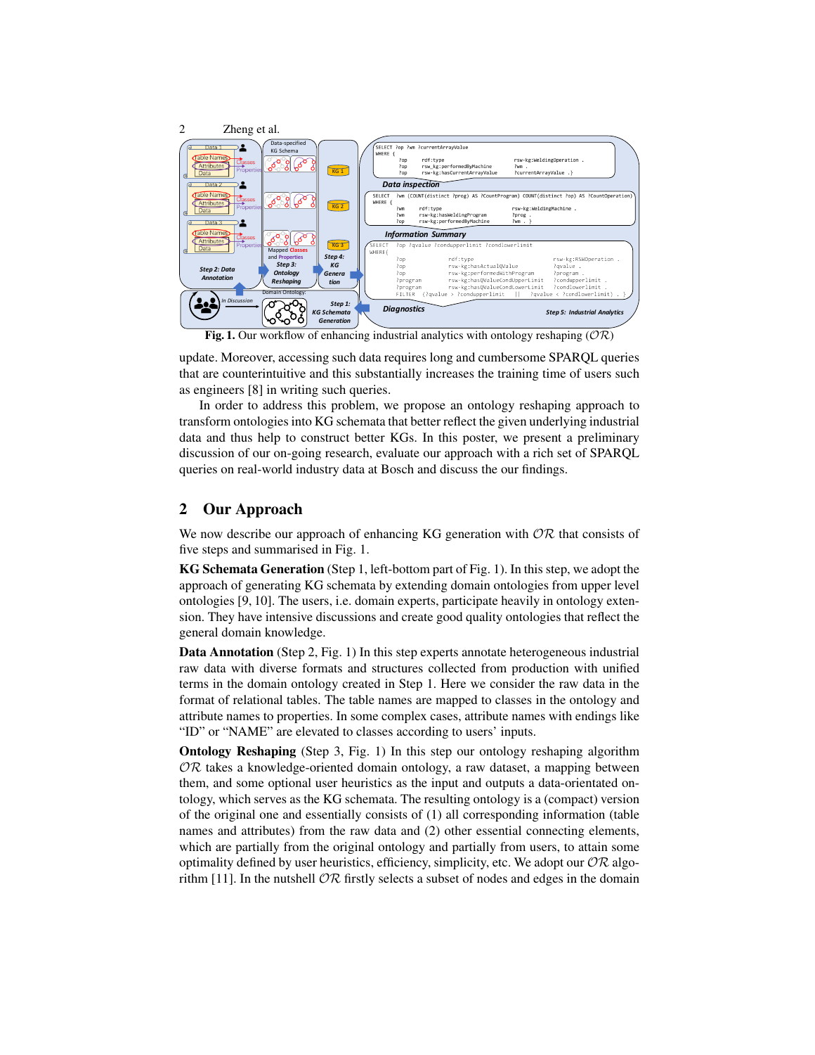Fig. 1. Our workflow of enhancing industrial analytics with ontology reshaping ($\mathcal{OR}$)

update. Moreover, accessing such data requires long and cumbersome SPARQL queries that are counterintuitive and this substantially increases the training time of users such as engineers [8] in writing such queries.

In order to address this problem, we propose an ontology reshaping approach to transform ontologies into KG schemata that better reflect the given underlying industrial data and thus help to construct better KGs. In this poster, we present a preliminary discussion of our on-going research, evaluate our approach with a rich set of SPARQL queries on real-world industry data at Bosch and discuss the our findings.

## 2 Our Approach

We now describe our approach of enhancing KG generation with $\mathcal{OR}$ that consists of five steps and summarised in Fig. 1.

**KG Schemata Generation** (Step 1, left-bottom part of Fig. 1). In this step, we adopt the approach of generating KG schemata by extending domain ontologies from upper level ontologies [9, 10]. The users, i.e. domain experts, participate heavily in ontology extension. They have intensive discussions and create good quality ontologies that reflect the general domain knowledge.

**Data Annotation** (Step 2, Fig. 1) In this step experts annotate heterogeneous industrial raw data with diverse formats and structures collected from production with unified terms in the domain ontology created in Step 1. Here we consider the raw data in the format of relational tables. The table names are mapped to classes in the ontology and attribute names to properties. In some complex cases, attribute names with endings like "ID" or "NAME" are elevated to classes according to users' inputs.

**Ontology Reshaping** (Step 3, Fig. 1) In this step our ontology reshaping algorithm $\mathcal{OR}$ takes a knowledge-oriented domain ontology, a raw dataset, a mapping between them, and some optional user heuristics as the input and outputs a data-orientated ontology, which serves as the KG schemata. The resulting ontology is a (compact) version of the original one and essentially consists of (1) all corresponding information (table names and attributes) from the raw data and (2) other essential connecting elements, which are partially from the original ontology and partially from users, to attain some optimality defined by user heuristics, efficiency, simplicity, etc. We adopt our $\mathcal{OR}$ algorithm [11]. In the nutshell $\mathcal{OR}$ firstly selects a subset of nodes and edges in the domain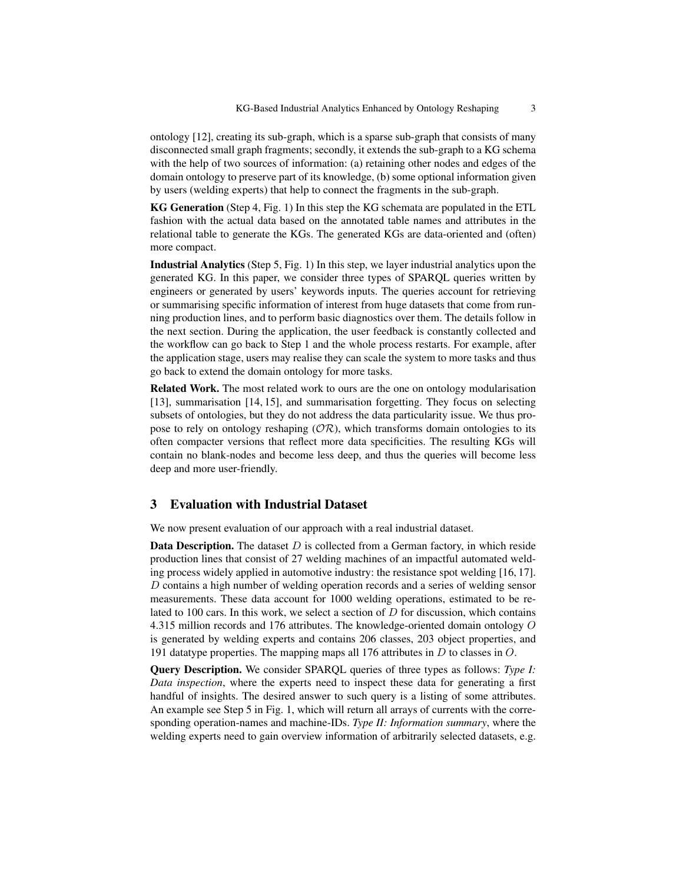ontology [12], creating its sub-graph, which is a sparse sub-graph that consists of many disconnected small graph fragments; secondly, it extends the sub-graph to a KG schema with the help of two sources of information: (a) retaining other nodes and edges of the domain ontology to preserve part of its knowledge, (b) some optional information given by users (welding experts) that help to connect the fragments in the sub-graph.

**KG Generation** (Step 4, Fig. 1) In this step the KG schemata are populated in the ETL fashion with the actual data based on the annotated table names and attributes in the relational table to generate the KGs. The generated KGs are data-oriented and (often) more compact.

**Industrial Analytics** (Step 5, Fig. 1) In this step, we layer industrial analytics upon the generated KG. In this paper, we consider three types of SPARQL queries written by engineers or generated by users' keywords inputs. The queries account for retrieving or summarising specific information of interest from huge datasets that come from running production lines, and to perform basic diagnostics over them. The details follow in the next section. During the application, the user feedback is constantly collected and the workflow can go back to Step 1 and the whole process restarts. For example, after the application stage, users may realise they can scale the system to more tasks and thus go back to extend the domain ontology for more tasks.

**Related Work.** The most related work to ours are the one on ontology modularisation [13], summarisation [14, 15], and summarisation forgetting. They focus on selecting subsets of ontologies, but they do not address the data particularity issue. We thus propose to rely on ontology reshaping ($\mathcal{OR}$), which transforms domain ontologies to its often compacter versions that reflect more data specificities. The resulting KGs will contain no blank-nodes and become less deep, and thus the queries will become less deep and more user-friendly.

## 3 Evaluation with Industrial Dataset

We now present evaluation of our approach with a real industrial dataset.

**Data Description.** The dataset $D$ is collected from a German factory, in which reside production lines that consist of 27 welding machines of an impactful automated welding process widely applied in automotive industry: the resistance spot welding [16, 17]. $D$ contains a high number of welding operation records and a series of welding sensor measurements. These data account for 1000 welding operations, estimated to be related to 100 cars. In this work, we select a section of $D$ for discussion, which contains 4.315 million records and 176 attributes. The knowledge-oriented domain ontology $O$ is generated by welding experts and contains 206 classes, 203 object properties, and 191 datatype properties. The mapping maps all 176 attributes in $D$ to classes in $O$.

**Query Description.** We consider SPARQL queries of three types as follows: *Type I: Data inspection*, where the experts need to inspect these data for generating a first handful of insights. The desired answer to such query is a listing of some attributes. An example see Step 5 in Fig. 1, which will return all arrays of currents with the corresponding operation-names and machine-IDs. *Type II: Information summary*, where the welding experts need to gain overview information of arbitrarily selected datasets, e.g.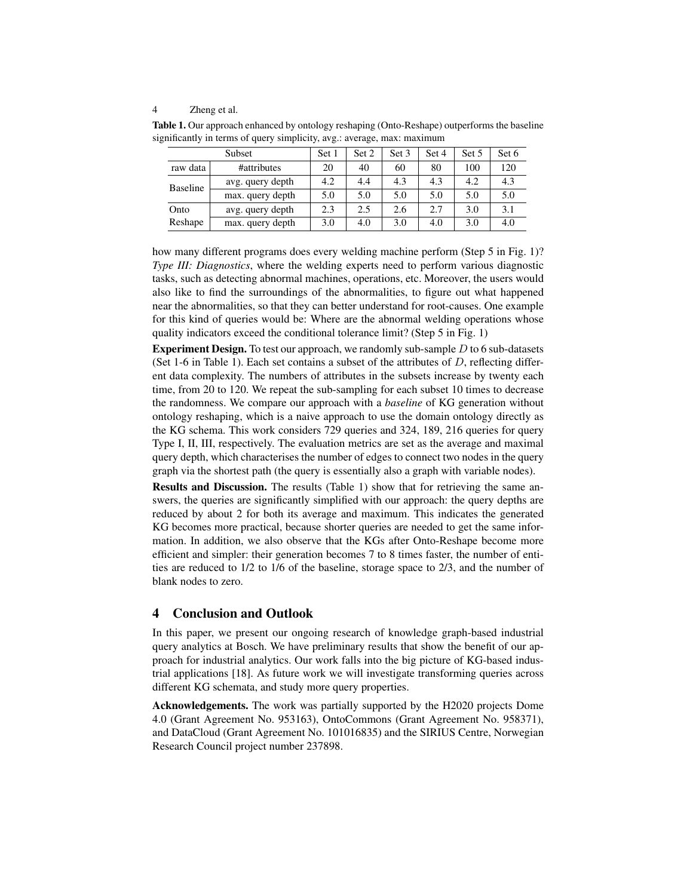**Table 1.** Our approach enhanced by ontology reshaping (Onto-Reshape) outperforms the baseline significantly in terms of query simplicity, avg.: average, max: maximum

| Subset | | Set 1 | Set 2 | Set 3 | Set 4 | Set 5 | Set 6 |
|---|---|---|---|---|---|---|---|
| raw data | #attributes | 20 | 40 | 60 | 80 | 100 | 120 |
| Baseline | avg. query depth | 4.2 | 4.4 | 4.3 | 4.3 | 4.2 | 4.3 |
| | max. query depth | 5.0 | 5.0 | 5.0 | 5.0 | 5.0 | 5.0 |
| Onto Reshape | avg. query depth | 2.3 | 2.5 | 2.6 | 2.7 | 3.0 | 3.1 |
| | max. query depth | 3.0 | 4.0 | 3.0 | 4.0 | 3.0 | 4.0 |

how many different programs does every welding machine perform (Step 5 in Fig. 1)? *Type III: Diagnostics*, where the welding experts need to perform various diagnostic tasks, such as detecting abnormal machines, operations, etc. Moreover, the users would also like to find the surroundings of the abnormalities, to figure out what happened near the abnormalities, so that they can better understand for root-causes. One example for this kind of queries would be: Where are the abnormal welding operations whose quality indicators exceed the conditional tolerance limit? (Step 5 in Fig. 1)

**Experiment Design.** To test our approach, we randomly sub-sample $D$ to 6 sub-datasets (Set 1-6 in Table 1). Each set contains a subset of the attributes of $D$, reflecting different data complexity. The numbers of attributes in the subsets increase by twenty each time, from 20 to 120. We repeat the sub-sampling for each subset 10 times to decrease the randomness. We compare our approach with a *baseline* of KG generation without ontology reshaping, which is a naive approach to use the domain ontology directly as the KG schema. This work considers 729 queries and 324, 189, 216 queries for query Type I, II, III, respectively. The evaluation metrics are set as the average and maximal query depth, which characterises the number of edges to connect two nodes in the query graph via the shortest path (the query is essentially also a graph with variable nodes).

**Results and Discussion.** The results (Table 1) show that for retrieving the same answers, the queries are significantly simplified with our approach: the query depths are reduced by about 2 for both its average and maximum. This indicates the generated KG becomes more practical, because shorter queries are needed to get the same information. In addition, we also observe that the KGs after Onto-Reshape become more efficient and simpler: their generation becomes 7 to 8 times faster, the number of entities are reduced to 1/2 to 1/6 of the baseline, storage space to 2/3, and the number of blank nodes to zero.

## 4 Conclusion and Outlook

In this paper, we present our ongoing research of knowledge graph-based industrial query analytics at Bosch. We have preliminary results that show the benefit of our approach for industrial analytics. Our work falls into the big picture of KG-based industrial applications [18]. As future work we will investigate transforming queries across different KG schemata, and study more query properties.

**Acknowledgements.** The work was partially supported by the H2020 projects Dome 4.0 (Grant Agreement No. 953163), OntoCommons (Grant Agreement No. 958371), and DataCloud (Grant Agreement No. 101016835) and the SIRIUS Centre, Norwegian Research Council project number 237898.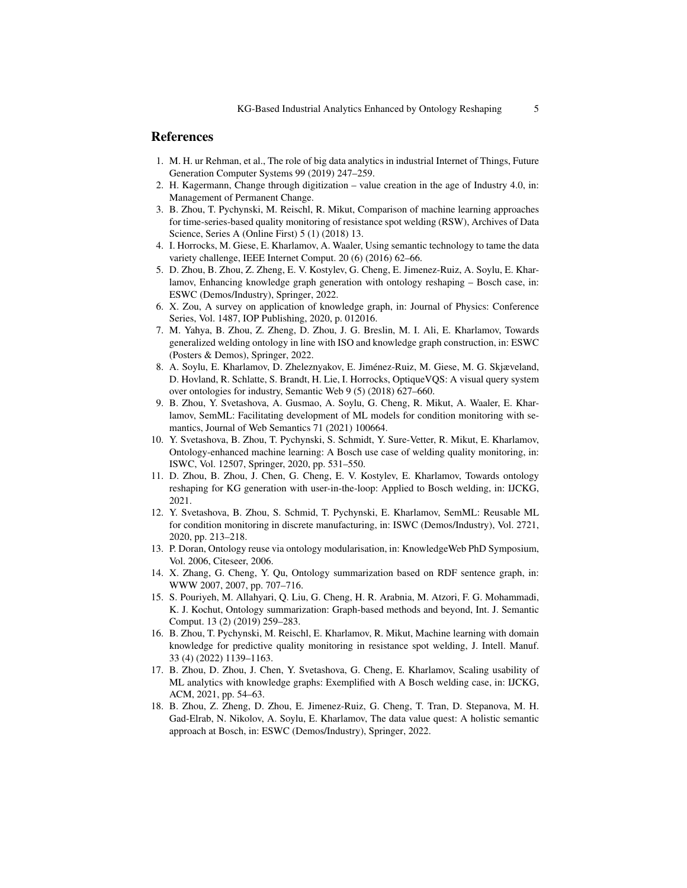## References

1. M. H. ur Rehman, et al., The role of big data analytics in industrial Internet of Things, Future Generation Computer Systems 99 (2019) 247–259.
2. H. Kagermann, Change through digitization – value creation in the age of Industry 4.0, in: Management of Permanent Change.
3. B. Zhou, T. Pychynski, M. Reischl, R. Mikut, Comparison of machine learning approaches for time-series-based quality monitoring of resistance spot welding (RSW), Archives of Data Science, Series A (Online First) 5 (1) (2018) 13.
4. I. Horrocks, M. Giese, E. Kharlamov, A. Waaler, Using semantic technology to tame the data variety challenge, IEEE Internet Comput. 20 (6) (2016) 62–66.
5. D. Zhou, B. Zhou, Z. Zheng, E. V. Kostylev, G. Cheng, E. Jimenez-Ruiz, A. Soylu, E. Kharlamov, Enhancing knowledge graph generation with ontology reshaping – Bosch case, in: ESWC (Demos/Industry), Springer, 2022.
6. X. Zou, A survey on application of knowledge graph, in: Journal of Physics: Conference Series, Vol. 1487, IOP Publishing, 2020, p. 012016.
7. M. Yahya, B. Zhou, Z. Zheng, D. Zhou, J. G. Breslin, M. I. Ali, E. Kharlamov, Towards generalized welding ontology in line with ISO and knowledge graph construction, in: ESWC (Posters & Demos), Springer, 2022.
8. A. Soylu, E. Kharlamov, D. Zheleznyakov, E. Jiménez-Ruiz, M. Giese, M. G. Skjæveland, D. Hovland, R. Schlatte, S. Brandt, H. Lie, I. Horrocks, OptiqueVQS: A visual query system over ontologies for industry, Semantic Web 9 (5) (2018) 627–660.
9. B. Zhou, Y. Svetashova, A. Gusmao, A. Soylu, G. Cheng, R. Mikut, A. Waaler, E. Kharlamov, SemML: Facilitating development of ML models for condition monitoring with semantics, Journal of Web Semantics 71 (2021) 100664.
10. Y. Svetashova, B. Zhou, T. Pychynski, S. Schmidt, Y. Sure-Vetter, R. Mikut, E. Kharlamov, Ontology-enhanced machine learning: A Bosch use case of welding quality monitoring, in: ISWC, Vol. 12507, Springer, 2020, pp. 531–550.
11. D. Zhou, B. Zhou, J. Chen, G. Cheng, E. V. Kostylev, E. Kharlamov, Towards ontology reshaping for KG generation with user-in-the-loop: Applied to Bosch welding, in: IJCKG, 2021.
12. Y. Svetashova, B. Zhou, S. Schmid, T. Pychynski, E. Kharlamov, SemML: Reusable ML for condition monitoring in discrete manufacturing, in: ISWC (Demos/Industry), Vol. 2721, 2020, pp. 213–218.
13. P. Doran, Ontology reuse via ontology modularisation, in: KnowledgeWeb PhD Symposium, Vol. 2006, Citeseer, 2006.
14. X. Zhang, G. Cheng, Y. Qu, Ontology summarization based on RDF sentence graph, in: WWW 2007, 2007, pp. 707–716.
15. S. Pouriyeh, M. Allahyari, Q. Liu, G. Cheng, H. R. Arabnia, M. Atzori, F. G. Mohammadi, K. J. Kochut, Ontology summarization: Graph-based methods and beyond, Int. J. Semantic Comput. 13 (2) (2019) 259–283.
16. B. Zhou, T. Pychynski, M. Reischl, E. Kharlamov, R. Mikut, Machine learning with domain knowledge for predictive quality monitoring in resistance spot welding, J. Intell. Manuf. 33 (4) (2022) 1139–1163.
17. B. Zhou, D. Zhou, J. Chen, Y. Svetashova, G. Cheng, E. Kharlamov, Scaling usability of ML analytics with knowledge graphs: Exemplified with A Bosch welding case, in: IJCKG, ACM, 2021, pp. 54–63.
18. B. Zhou, Z. Zheng, D. Zhou, E. Jimenez-Ruiz, G. Cheng, T. Tran, D. Stepanova, M. H. Gad-Elrab, N. Nikolov, A. Soylu, E. Kharlamov, The data value quest: A holistic semantic approach at Bosch, in: ESWC (Demos/Industry), Springer, 2022.